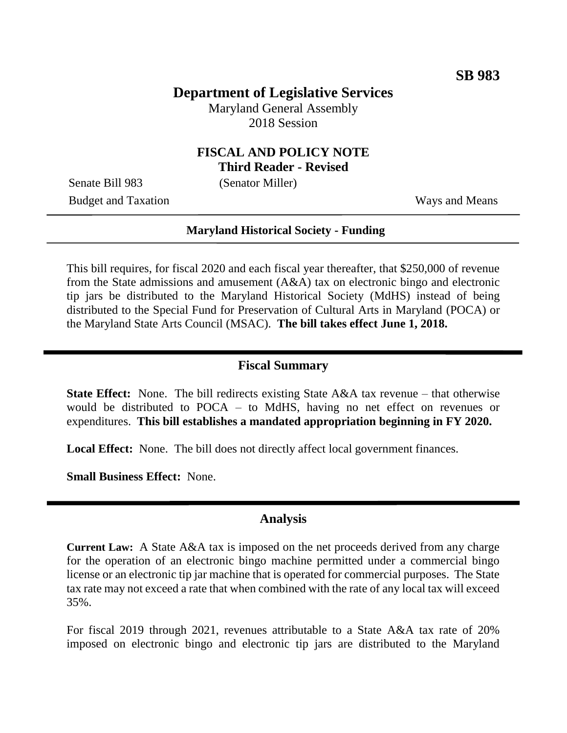**SB 983**

# Department of Legislative Services

Maryland General Assembly
2018 Session

## FISCAL AND POLICY NOTE
**Third Reader - Revised**

Senate Bill 983 (Senator Miller)
Budget and Taxation Ways and Means

**Maryland Historical Society - Funding**

This bill requires, for fiscal 2020 and each fiscal year thereafter, that $250,000 of revenue from the State admissions and amusement (A&A) tax on electronic bingo and electronic tip jars be distributed to the Maryland Historical Society (MdHS) instead of being distributed to the Special Fund for Preservation of Cultural Arts in Maryland (POCA) or the Maryland State Arts Council (MSAC). **The bill takes effect June 1, 2018.**

## Fiscal Summary

**State Effect:** None. The bill redirects existing State A&A tax revenue – that otherwise would be distributed to POCA – to MdHS, having no net effect on revenues or expenditures. **This bill establishes a mandated appropriation beginning in FY 2020.**

**Local Effect:** None. The bill does not directly affect local government finances.

**Small Business Effect:** None.

## Analysis

**Current Law:** A State A&A tax is imposed on the net proceeds derived from any charge for the operation of an electronic bingo machine permitted under a commercial bingo license or an electronic tip jar machine that is operated for commercial purposes. The State tax rate may not exceed a rate that when combined with the rate of any local tax will exceed 35%.

For fiscal 2019 through 2021, revenues attributable to a State A&A tax rate of 20% imposed on electronic bingo and electronic tip jars are distributed to the Maryland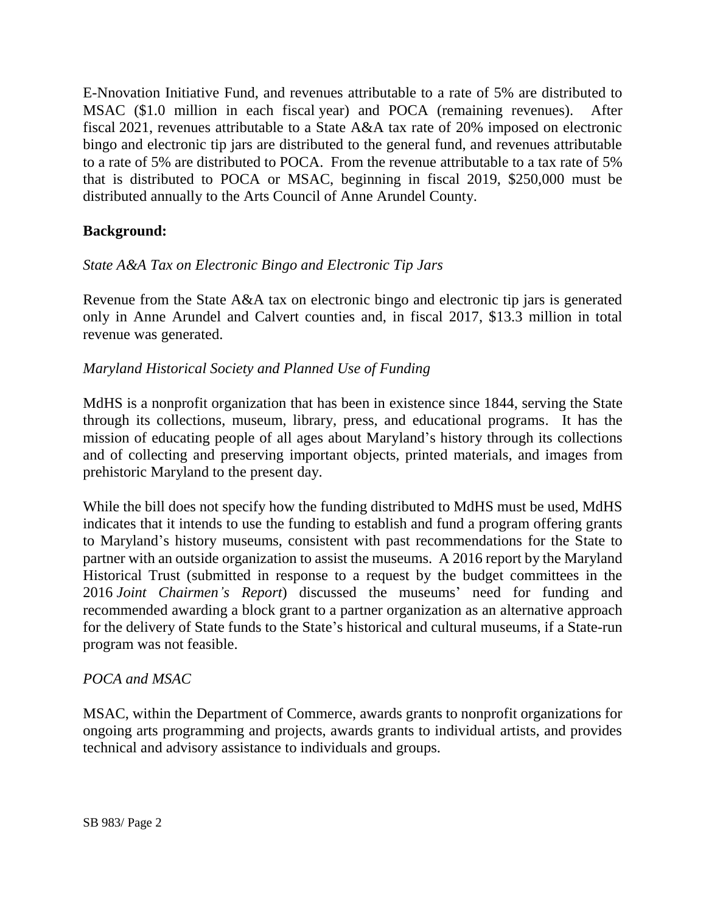E-Nnovation Initiative Fund, and revenues attributable to a rate of 5% are distributed to MSAC ($1.0 million in each fiscal year) and POCA (remaining revenues). After fiscal 2021, revenues attributable to a State A&A tax rate of 20% imposed on electronic bingo and electronic tip jars are distributed to the general fund, and revenues attributable to a rate of 5% are distributed to POCA. From the revenue attributable to a tax rate of 5% that is distributed to POCA or MSAC, beginning in fiscal 2019, $250,000 must be distributed annually to the Arts Council of Anne Arundel County.

**Background:**

*State A&A Tax on Electronic Bingo and Electronic Tip Jars*

Revenue from the State A&A tax on electronic bingo and electronic tip jars is generated only in Anne Arundel and Calvert counties and, in fiscal 2017, $13.3 million in total revenue was generated.

*Maryland Historical Society and Planned Use of Funding*

MdHS is a nonprofit organization that has been in existence since 1844, serving the State through its collections, museum, library, press, and educational programs. It has the mission of educating people of all ages about Maryland's history through its collections and of collecting and preserving important objects, printed materials, and images from prehistoric Maryland to the present day.

While the bill does not specify how the funding distributed to MdHS must be used, MdHS indicates that it intends to use the funding to establish and fund a program offering grants to Maryland's history museums, consistent with past recommendations for the State to partner with an outside organization to assist the museums. A 2016 report by the Maryland Historical Trust (submitted in response to a request by the budget committees in the 2016 *Joint Chairmen's Report*) discussed the museums' need for funding and recommended awarding a block grant to a partner organization as an alternative approach for the delivery of State funds to the State's historical and cultural museums, if a State-run program was not feasible.

*POCA and MSAC*

MSAC, within the Department of Commerce, awards grants to nonprofit organizations for ongoing arts programming and projects, awards grants to individual artists, and provides technical and advisory assistance to individuals and groups.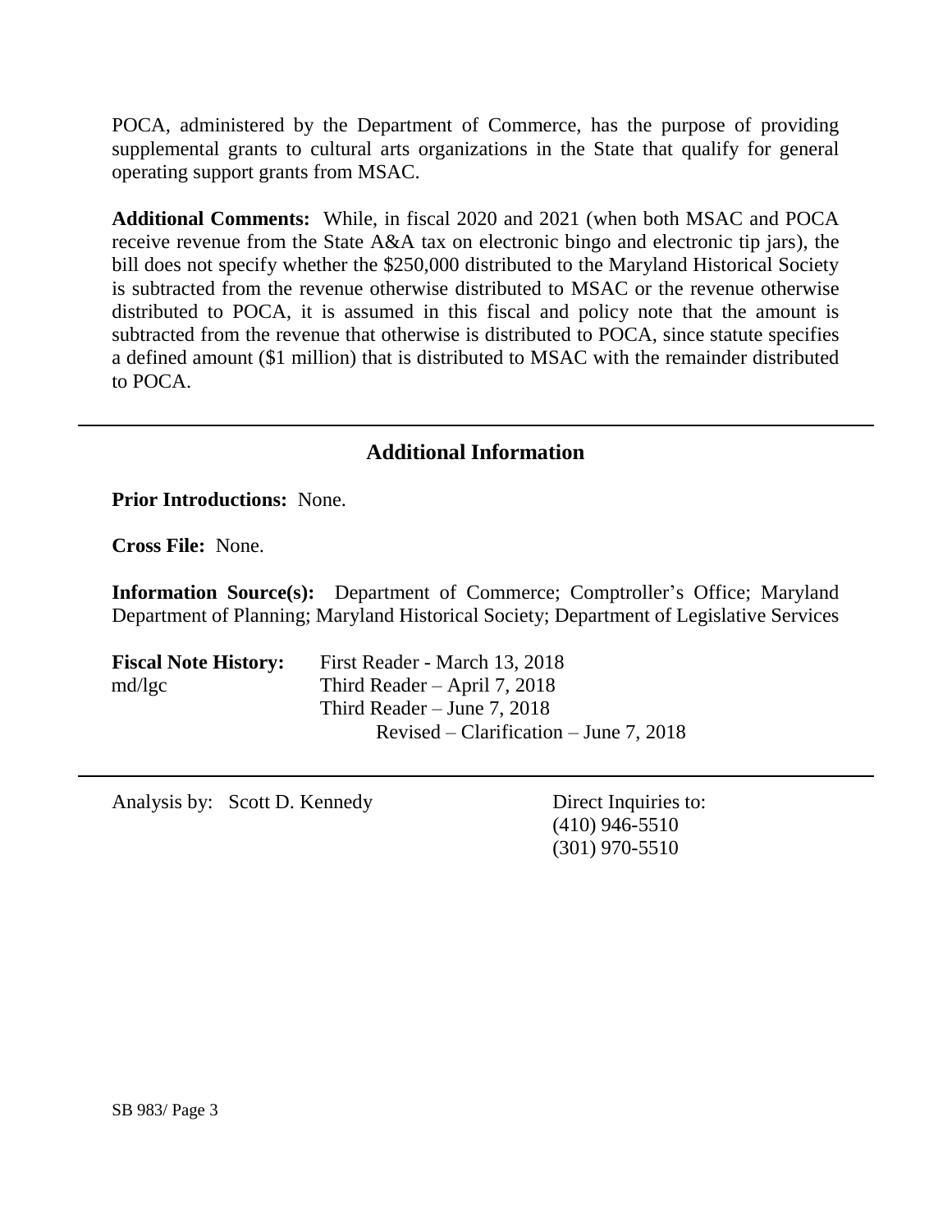POCA, administered by the Department of Commerce, has the purpose of providing supplemental grants to cultural arts organizations in the State that qualify for general operating support grants from MSAC.

**Additional Comments:** While, in fiscal 2020 and 2021 (when both MSAC and POCA receive revenue from the State A&A tax on electronic bingo and electronic tip jars), the bill does not specify whether the $250,000 distributed to the Maryland Historical Society is subtracted from the revenue otherwise distributed to MSAC or the revenue otherwise distributed to POCA, it is assumed in this fiscal and policy note that the amount is subtracted from the revenue that otherwise is distributed to POCA, since statute specifies a defined amount ($1 million) that is distributed to MSAC with the remainder distributed to POCA.

## Additional Information

**Prior Introductions:** None.

**Cross File:** None.

**Information Source(s):** Department of Commerce; Comptroller's Office; Maryland Department of Planning; Maryland Historical Society; Department of Legislative Services

**Fiscal Note History:** First Reader - March 13, 2018
md/lgc Third Reader – April 7, 2018
Third Reader – June 7, 2018
Revised – Clarification – June 7, 2018

Analysis by: Scott D. Kennedy

Direct Inquiries to:
(410) 946-5510
(301) 970-5510